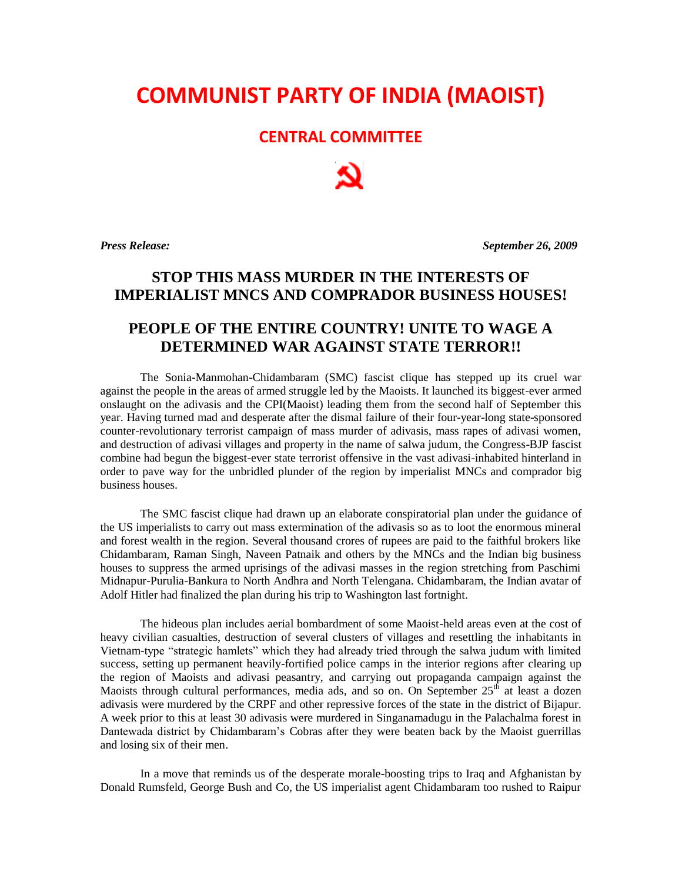# COMMUNIST PARTY OF INDIA (MAOIST)

## CENTRAL COMMITTEE

***Press Release:*** ***September 26, 2009***

## STOP THIS MASS MURDER IN THE INTERESTS OF IMPERIALIST MNCS AND COMPRADOR BUSINESS HOUSES!

## PEOPLE OF THE ENTIRE COUNTRY! UNITE TO WAGE A DETERMINED WAR AGAINST STATE TERROR!!

The Sonia-Manmohan-Chidambaram (SMC) fascist clique has stepped up its cruel war against the people in the areas of armed struggle led by the Maoists. It launched its biggest-ever armed onslaught on the adivasis and the CPI(Maoist) leading them from the second half of September this year. Having turned mad and desperate after the dismal failure of their four-year-long state-sponsored counter-revolutionary terrorist campaign of mass murder of adivasis, mass rapes of adivasi women, and destruction of adivasi villages and property in the name of salwa judum, the Congress-BJP fascist combine had begun the biggest-ever state terrorist offensive in the vast adivasi-inhabited hinterland in order to pave way for the unbridled plunder of the region by imperialist MNCs and comprador big business houses.

The SMC fascist clique had drawn up an elaborate conspiratorial plan under the guidance of the US imperialists to carry out mass extermination of the adivasis so as to loot the enormous mineral and forest wealth in the region. Several thousand crores of rupees are paid to the faithful brokers like Chidambaram, Raman Singh, Naveen Patnaik and others by the MNCs and the Indian big business houses to suppress the armed uprisings of the adivasi masses in the region stretching from Paschimi Midnapur-Purulia-Bankura to North Andhra and North Telengana. Chidambaram, the Indian avatar of Adolf Hitler had finalized the plan during his trip to Washington last fortnight.

The hideous plan includes aerial bombardment of some Maoist-held areas even at the cost of heavy civilian casualties, destruction of several clusters of villages and resettling the inhabitants in Vietnam-type "strategic hamlets" which they had already tried through the salwa judum with limited success, setting up permanent heavily-fortified police camps in the interior regions after clearing up the region of Maoists and adivasi peasantry, and carrying out propaganda campaign against the Maoists through cultural performances, media ads, and so on. On September 25th at least a dozen adivasis were murdered by the CRPF and other repressive forces of the state in the district of Bijapur. A week prior to this at least 30 adivasis were murdered in Singanamadugu in the Palachalma forest in Dantewada district by Chidambaram's Cobras after they were beaten back by the Maoist guerrillas and losing six of their men.

In a move that reminds us of the desperate morale-boosting trips to Iraq and Afghanistan by Donald Rumsfeld, George Bush and Co, the US imperialist agent Chidambaram too rushed to Raipur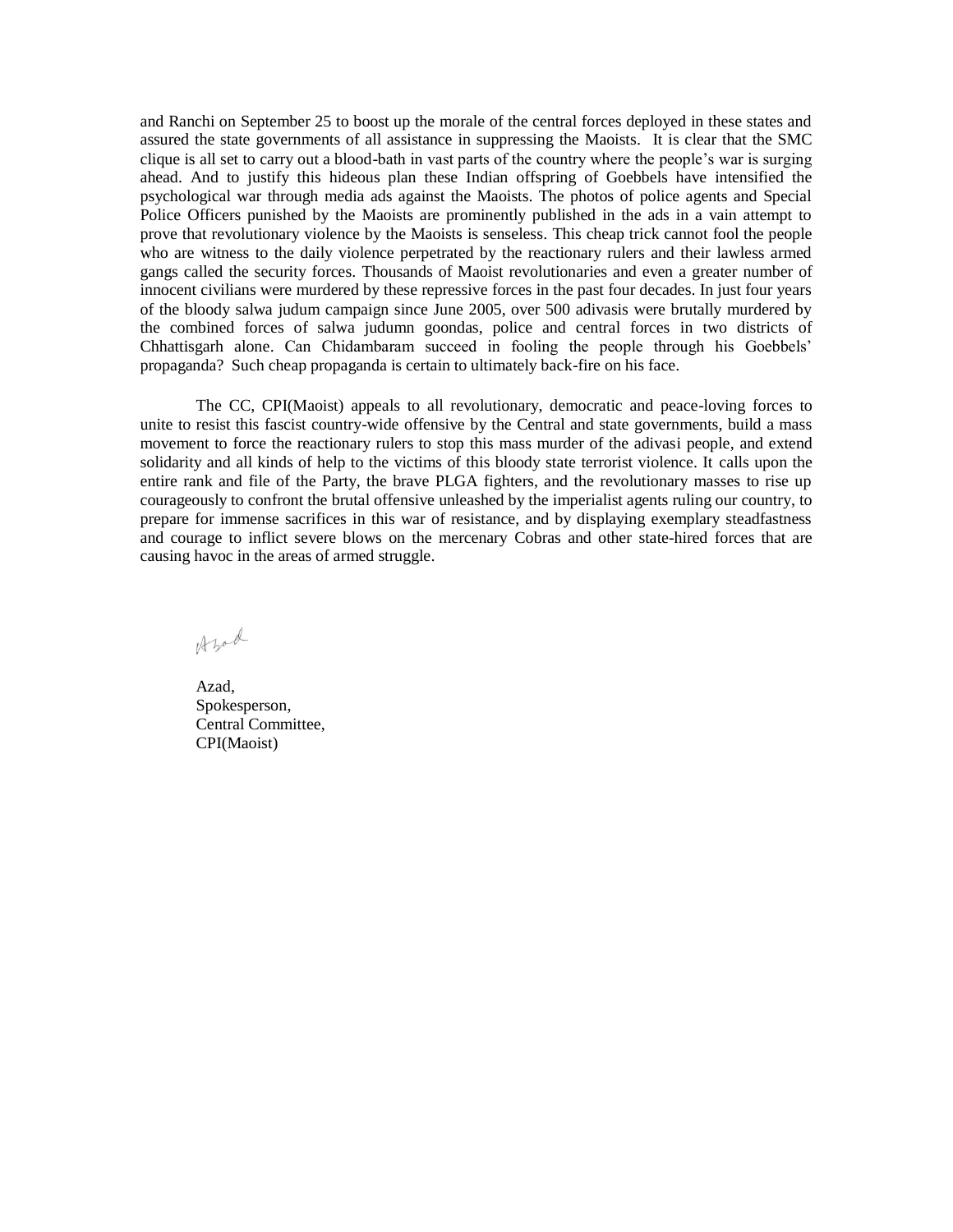and Ranchi on September 25 to boost up the morale of the central forces deployed in these states and assured the state governments of all assistance in suppressing the Maoists. It is clear that the SMC clique is all set to carry out a blood-bath in vast parts of the country where the people's war is surging ahead. And to justify this hideous plan these Indian offspring of Goebbels have intensified the psychological war through media ads against the Maoists. The photos of police agents and Special Police Officers punished by the Maoists are prominently published in the ads in a vain attempt to prove that revolutionary violence by the Maoists is senseless. This cheap trick cannot fool the people who are witness to the daily violence perpetrated by the reactionary rulers and their lawless armed gangs called the security forces. Thousands of Maoist revolutionaries and even a greater number of innocent civilians were murdered by these repressive forces in the past four decades. In just four years of the bloody salwa judum campaign since June 2005, over 500 adivasis were brutally murdered by the combined forces of salwa judumn goondas, police and central forces in two districts of Chhattisgarh alone. Can Chidambaram succeed in fooling the people through his Goebbels' propaganda? Such cheap propaganda is certain to ultimately back-fire on his face.

The CC, CPI(Maoist) appeals to all revolutionary, democratic and peace-loving forces to unite to resist this fascist country-wide offensive by the Central and state governments, build a mass movement to force the reactionary rulers to stop this mass murder of the adivasi people, and extend solidarity and all kinds of help to the victims of this bloody state terrorist violence. It calls upon the entire rank and file of the Party, the brave PLGA fighters, and the revolutionary masses to rise up courageously to confront the brutal offensive unleashed by the imperialist agents ruling our country, to prepare for immense sacrifices in this war of resistance, and by displaying exemplary steadfastness and courage to inflict severe blows on the mercenary Cobras and other state-hired forces that are causing havoc in the areas of armed struggle.

Azad

Azad,
Spokesperson,
Central Committee,
CPI(Maoist)